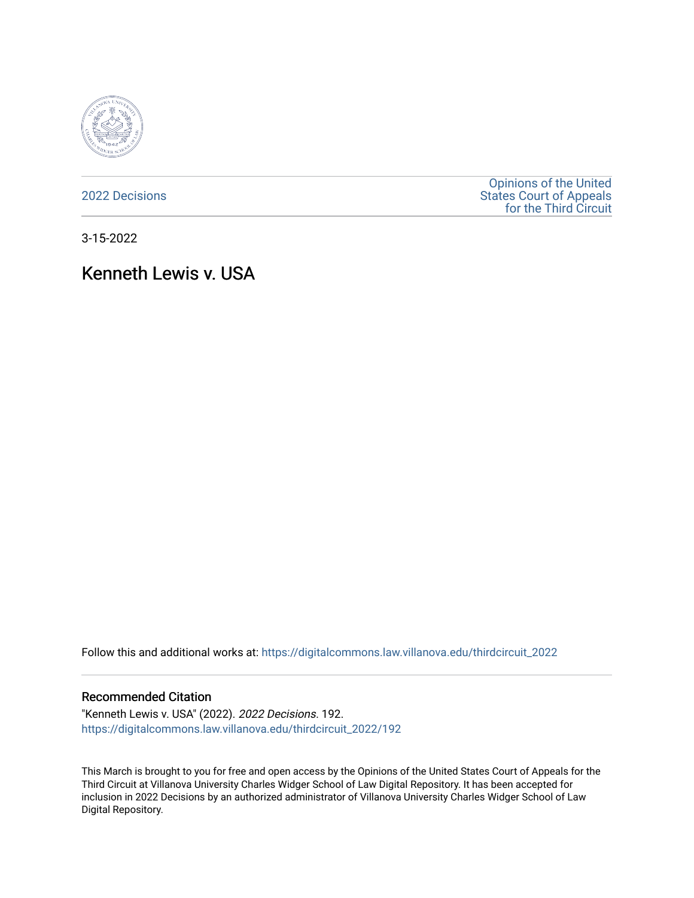2022 Decisions

Opinions of the United States Court of Appeals for the Third Circuit

3-15-2022

# Kenneth Lewis v. USA

Follow this and additional works at: https://digitalcommons.law.villanova.edu/thirdcircuit_2022

## Recommended Citation

"Kenneth Lewis v. USA" (2022). *2022 Decisions*. 192.
https://digitalcommons.law.villanova.edu/thirdcircuit_2022/192

This March is brought to you for free and open access by the Opinions of the United States Court of Appeals for the Third Circuit at Villanova University Charles Widger School of Law Digital Repository. It has been accepted for inclusion in 2022 Decisions by an authorized administrator of Villanova University Charles Widger School of Law Digital Repository.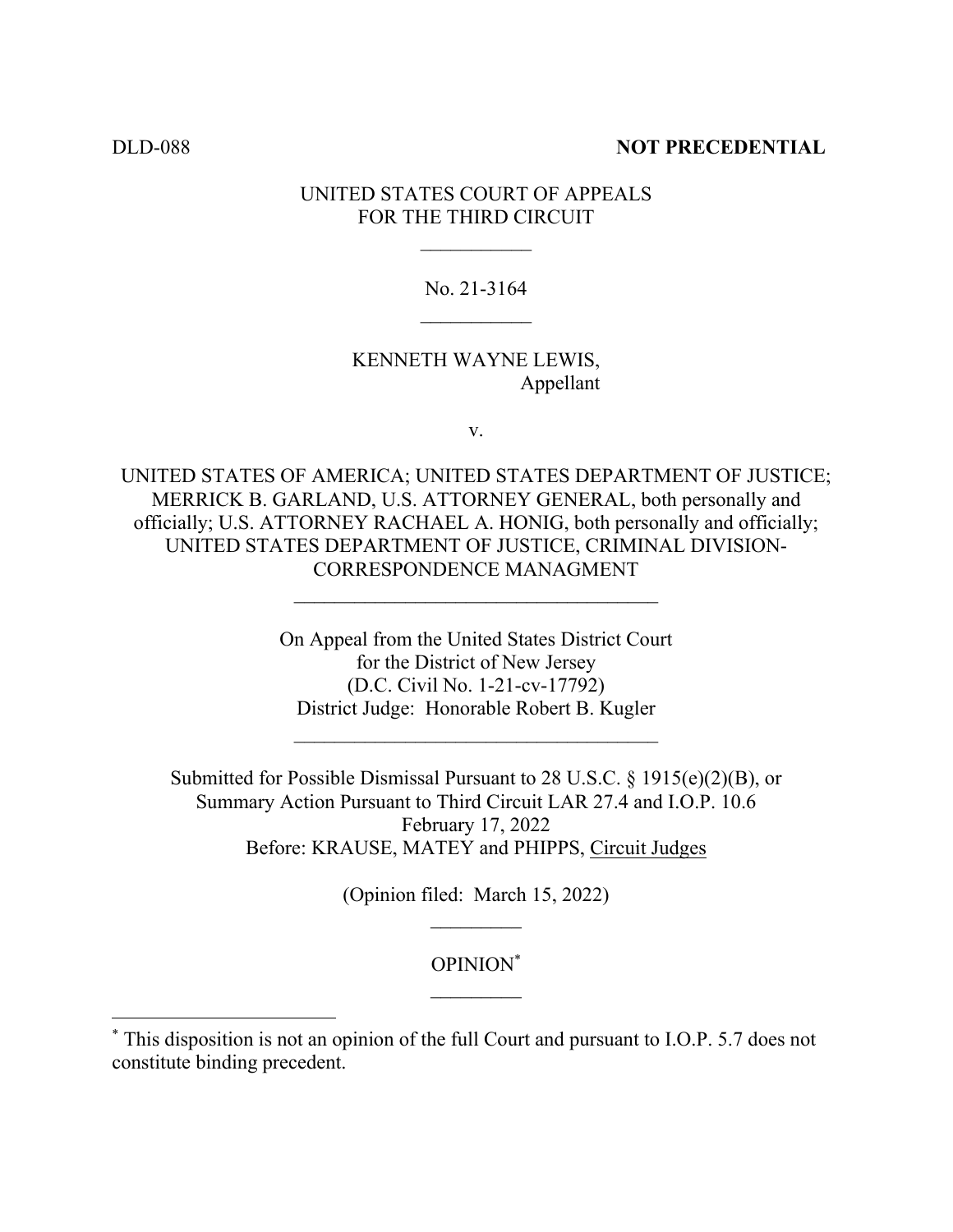DLD-088 **NOT PRECEDENTIAL**

UNITED STATES COURT OF APPEALS
FOR THE THIRD CIRCUIT

---

No. 21-3164

---

KENNETH WAYNE LEWIS,
Appellant

v.

UNITED STATES OF AMERICA; UNITED STATES DEPARTMENT OF JUSTICE; MERRICK B. GARLAND, U.S. ATTORNEY GENERAL, both personally and officially; U.S. ATTORNEY RACHAEL A. HONIG, both personally and officially; UNITED STATES DEPARTMENT OF JUSTICE, CRIMINAL DIVISION-CORRESPONDENCE MANAGMENT

---

On Appeal from the United States District Court
for the District of New Jersey
(D.C. Civil No. 1-21-cv-17792)
District Judge: Honorable Robert B. Kugler

---

Submitted for Possible Dismissal Pursuant to 28 U.S.C. § 1915(e)(2)(B), or Summary Action Pursuant to Third Circuit LAR 27.4 and I.O.P. 10.6
February 17, 2022
Before: KRAUSE, MATEY and PHIPPS, Circuit Judges

(Opinion filed: March 15, 2022)

---

OPINION*

---

* This disposition is not an opinion of the full Court and pursuant to I.O.P. 5.7 does not constitute binding precedent.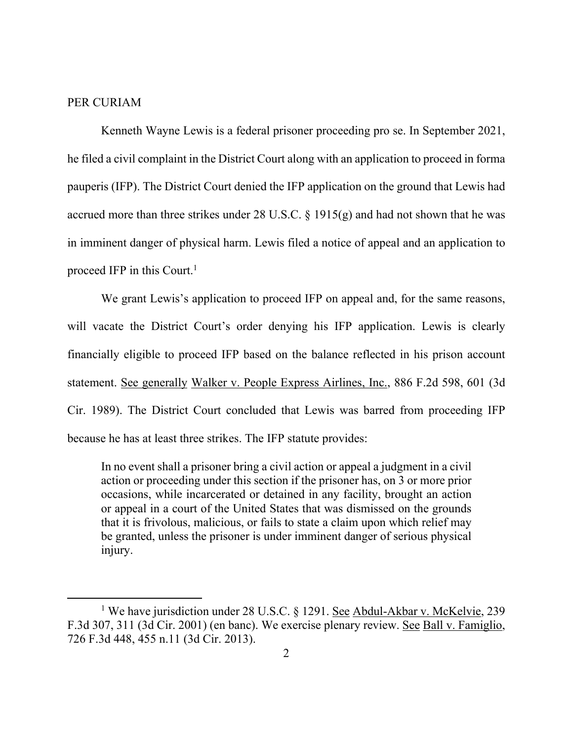PER CURIAM

Kenneth Wayne Lewis is a federal prisoner proceeding pro se. In September 2021, he filed a civil complaint in the District Court along with an application to proceed in forma pauperis (IFP). The District Court denied the IFP application on the ground that Lewis had accrued more than three strikes under 28 U.S.C. § 1915(g) and had not shown that he was in imminent danger of physical harm. Lewis filed a notice of appeal and an application to proceed IFP in this Court.[1]

We grant Lewis's application to proceed IFP on appeal and, for the same reasons, will vacate the District Court's order denying his IFP application. Lewis is clearly financially eligible to proceed IFP based on the balance reflected in his prison account statement. See generally Walker v. People Express Airlines, Inc., 886 F.2d 598, 601 (3d Cir. 1989). The District Court concluded that Lewis was barred from proceeding IFP because he has at least three strikes. The IFP statute provides:

> In no event shall a prisoner bring a civil action or appeal a judgment in a civil action or proceeding under this section if the prisoner has, on 3 or more prior occasions, while incarcerated or detained in any facility, brought an action or appeal in a court of the United States that was dismissed on the grounds that it is frivolous, malicious, or fails to state a claim upon which relief may be granted, unless the prisoner is under imminent danger of serious physical injury.

---

[1] We have jurisdiction under 28 U.S.C. § 1291. See Abdul-Akbar v. McKelvie, 239 F.3d 307, 311 (3d Cir. 2001) (en banc). We exercise plenary review. See Ball v. Famiglio, 726 F.3d 448, 455 n.11 (3d Cir. 2013).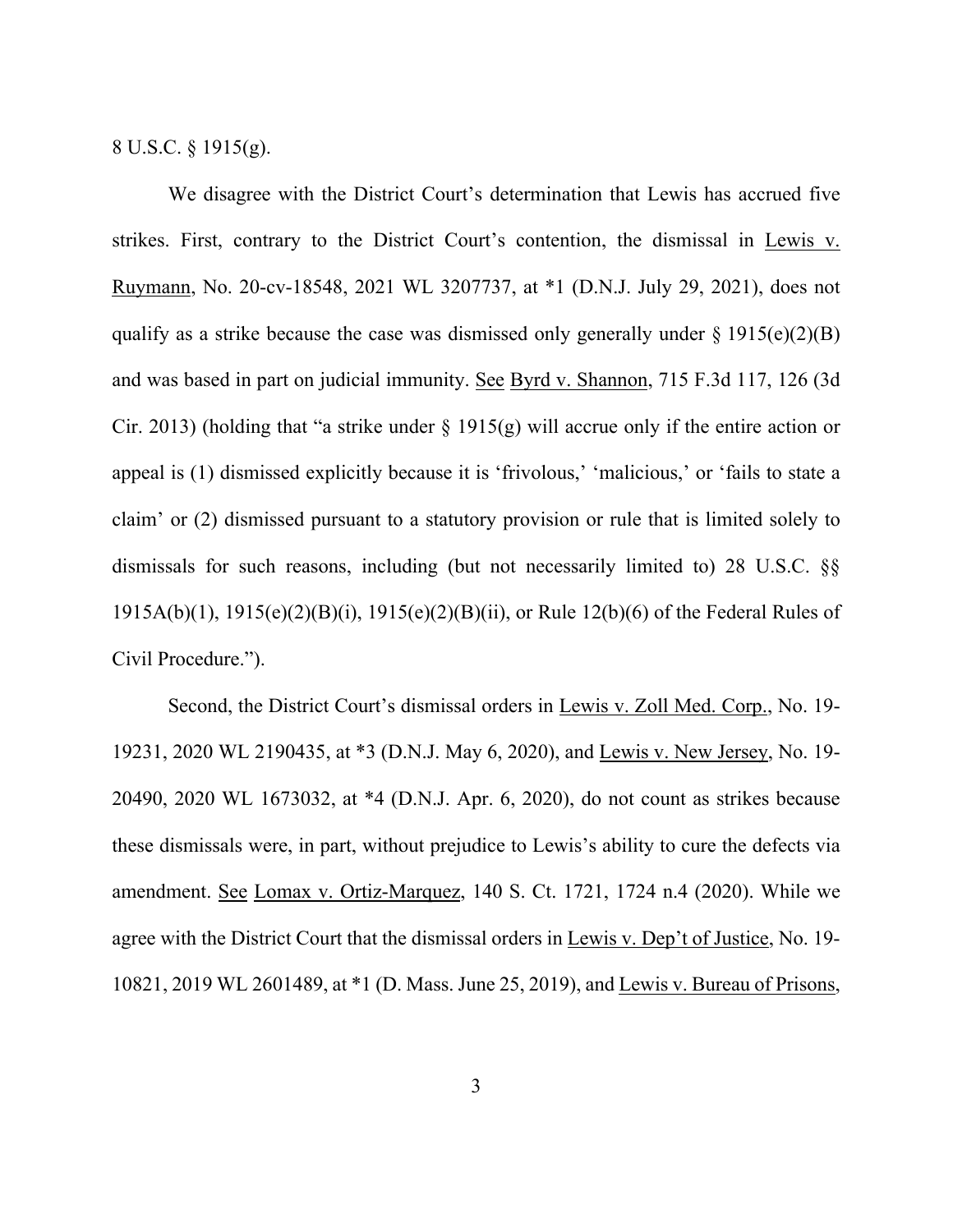8 U.S.C. § 1915(g).

We disagree with the District Court's determination that Lewis has accrued five strikes. First, contrary to the District Court's contention, the dismissal in Lewis v. Ruymann, No. 20-cv-18548, 2021 WL 3207737, at *1 (D.N.J. July 29, 2021), does not qualify as a strike because the case was dismissed only generally under § 1915(e)(2)(B) and was based in part on judicial immunity. See Byrd v. Shannon, 715 F.3d 117, 126 (3d Cir. 2013) (holding that "a strike under § 1915(g) will accrue only if the entire action or appeal is (1) dismissed explicitly because it is 'frivolous,' 'malicious,' or 'fails to state a claim' or (2) dismissed pursuant to a statutory provision or rule that is limited solely to dismissals for such reasons, including (but not necessarily limited to) 28 U.S.C. §§ 1915A(b)(1), 1915(e)(2)(B)(i), 1915(e)(2)(B)(ii), or Rule 12(b)(6) of the Federal Rules of Civil Procedure.").

Second, the District Court's dismissal orders in Lewis v. Zoll Med. Corp., No. 19-19231, 2020 WL 2190435, at *3 (D.N.J. May 6, 2020), and Lewis v. New Jersey, No. 19-20490, 2020 WL 1673032, at *4 (D.N.J. Apr. 6, 2020), do not count as strikes because these dismissals were, in part, without prejudice to Lewis's ability to cure the defects via amendment. See Lomax v. Ortiz-Marquez, 140 S. Ct. 1721, 1724 n.4 (2020). While we agree with the District Court that the dismissal orders in Lewis v. Dep't of Justice, No. 19-10821, 2019 WL 2601489, at *1 (D. Mass. June 25, 2019), and Lewis v. Bureau of Prisons,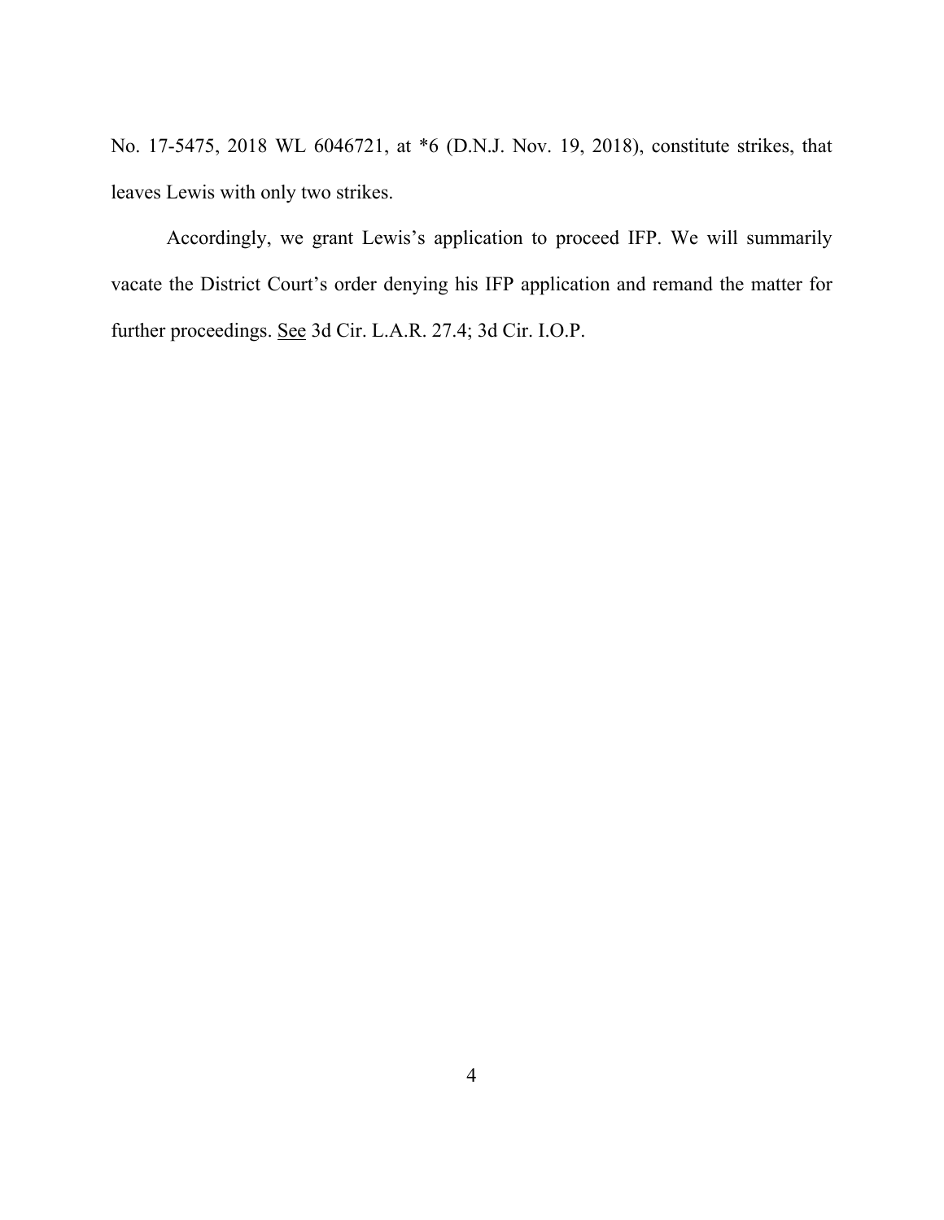No. 17-5475, 2018 WL 6046721, at *6 (D.N.J. Nov. 19, 2018), constitute strikes, that leaves Lewis with only two strikes.

Accordingly, we grant Lewis's application to proceed IFP. We will summarily vacate the District Court's order denying his IFP application and remand the matter for further proceedings. See 3d Cir. L.A.R. 27.4; 3d Cir. I.O.P.